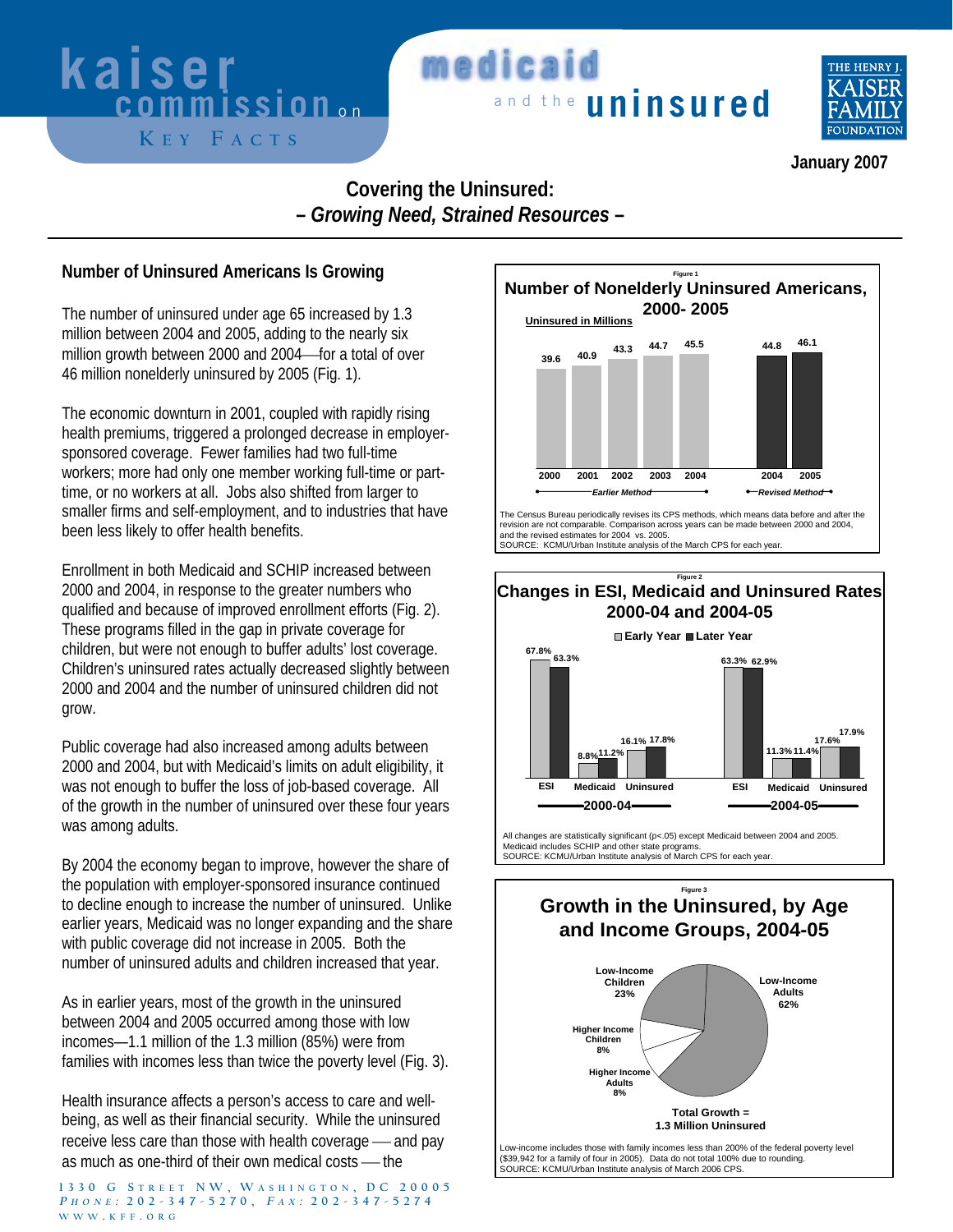kaiser commission on **medicaid** and the **uninsured**

KEY FACTS

January 2007

# Covering the Uninsured:
## *– Growing Need, Strained Resources –*

### Number of Uninsured Americans Is Growing

The number of uninsured under age 65 increased by 1.3 million between 2004 and 2005, adding to the nearly six million growth between 2000 and 2004—for a total of over 46 million nonelderly uninsured by 2005 (Fig. 1).

The economic downturn in 2001, coupled with rapidly rising health premiums, triggered a prolonged decrease in employer-sponsored coverage. Fewer families had two full-time workers; more had only one member working full-time or part-time, or no workers at all. Jobs also shifted from larger to smaller firms and self-employment, and to industries that have been less likely to offer health benefits.

Enrollment in both Medicaid and SCHIP increased between 2000 and 2004, in response to the greater numbers who qualified and because of improved enrollment efforts (Fig. 2). These programs filled in the gap in private coverage for children, but were not enough to buffer adults' lost coverage. Children's uninsured rates actually decreased slightly between 2000 and 2004 and the number of uninsured children did not grow.

Public coverage had also increased among adults between 2000 and 2004, but with Medicaid's limits on adult eligibility, it was not enough to buffer the loss of job-based coverage. All of the growth in the number of uninsured over these four years was among adults.

By 2004 the economy began to improve, however the share of the population with employer-sponsored insurance continued to decline enough to increase the number of uninsured. Unlike earlier years, Medicaid was no longer expanding and the share with public coverage did not increase in 2005. Both the number of uninsured adults and children increased that year.

As in earlier years, most of the growth in the uninsured between 2004 and 2005 occurred among those with low incomes—1.1 million of the 1.3 million (85%) were from families with incomes less than twice the poverty level (Fig. 3).

Health insurance affects a person's access to care and well-being, as well as their financial security. While the uninsured receive less care than those with health coverage — and pay as much as one-third of their own medical costs — the

Figure 1

**Number of Nonelderly Uninsured Americans, 2000- 2005**

Uninsured in Millions

| | 2000 | 2001 | 2002 | 2003 | 2004 | 2004 | 2005 |
|---|---|---|---|---|---|---|---|
| | *Earlier Method* | | | | | *Revised Method* | |
| Uninsured (millions) | 39.6 | 40.9 | 43.3 | 44.7 | 45.5 | 44.8 | 46.1 |

The Census Bureau periodically revises its CPS methods, which means data before and after the revision are not comparable. Comparison across years can be made between 2000 and 2004, and the revised estimates for 2004 vs. 2005.
SOURCE: KCMU/Urban Institute analysis of the March CPS for each year.

Figure 2

**Changes in ESI, Medicaid and Uninsured Rates 2000-04 and 2004-05**

| | 2000-04 Early Year | 2000-04 Later Year | 2004-05 Early Year | 2004-05 Later Year |
|---|---|---|---|---|
| ESI | 67.8% | 63.3% | 63.3% | 62.9% |
| Medicaid | 8.8% | 11.2% | 11.3% | 11.4% |
| Uninsured | 16.1% | 17.8% | 17.6% | 17.9% |

All changes are statistically significant (p<.05) except Medicaid between 2004 and 2005.
Medicaid includes SCHIP and other state programs.
SOURCE: KCMU/Urban Institute analysis of March CPS for each year.

Figure 3

**Growth in the Uninsured, by Age and Income Groups, 2004-05**

| Group | Share |
|---|---|
| Low-Income Children | 23% |
| Low-Income Adults | 62% |
| Higher Income Children | 8% |
| Higher Income Adults | 8% |

Total Growth = 1.3 Million Uninsured

Low-income includes those with family incomes less than 200% of the federal poverty level ($39,942 for a family of four in 2005). Data do not total 100% due to rounding.
SOURCE: KCMU/Urban Institute analysis of March 2006 CPS.

1330 G Street NW, Washington, DC 20005
*Phone:* 202-347-5270, *Fax:* 202-347-5274
www.kff.org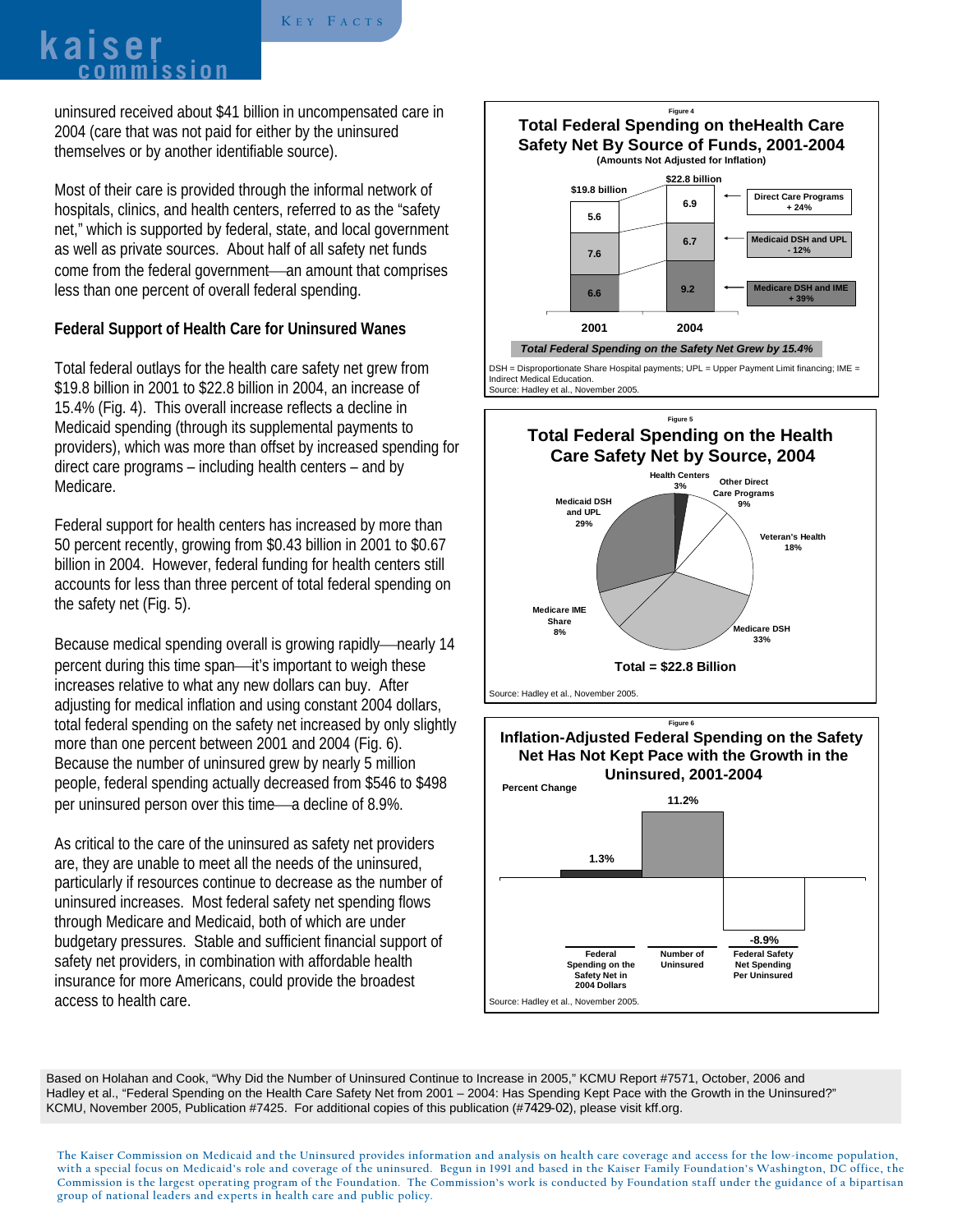uninsured received about $41 billion in uncompensated care in 2004 (care that was not paid for either by the uninsured themselves or by another identifiable source).

Most of their care is provided through the informal network of hospitals, clinics, and health centers, referred to as the "safety net," which is supported by federal, state, and local government as well as private sources. About half of all safety net funds come from the federal government—an amount that comprises less than one percent of overall federal spending.

### Federal Support of Health Care for Uninsured Wanes

Total federal outlays for the health care safety net grew from $19.8 billion in 2001 to $22.8 billion in 2004, an increase of 15.4% (Fig. 4). This overall increase reflects a decline in Medicaid spending (through its supplemental payments to providers), which was more than offset by increased spending for direct care programs – including health centers – and by Medicare.

Federal support for health centers has increased by more than 50 percent recently, growing from $0.43 billion in 2001 to $0.67 billion in 2004. However, federal funding for health centers still accounts for less than three percent of total federal spending on the safety net (Fig. 5).

Because medical spending overall is growing rapidly—nearly 14 percent during this time span—it's important to weigh these increases relative to what any new dollars can buy. After adjusting for medical inflation and using constant 2004 dollars, total federal spending on the safety net increased by only slightly more than one percent between 2001 and 2004 (Fig. 6). Because the number of uninsured grew by nearly 5 million people, federal spending actually decreased from $546 to $498 per uninsured person over this time—a decline of 8.9%.

As critical to the care of the uninsured as safety net providers are, they are unable to meet all the needs of the uninsured, particularly if resources continue to decrease as the number of uninsured increases. Most federal safety net spending flows through Medicare and Medicaid, both of which are under budgetary pressures. Stable and sufficient financial support of safety net providers, in combination with affordable health insurance for more Americans, could provide the broadest access to health care.

Figure 4

**Total Federal Spending on theHealth Care Safety Net By Source of Funds, 2001-2004**

(Amounts Not Adjusted for Inflation)

$19.8 billion
$22.8 billion
2001: 5.6, 7.6, 6.6
2004: 6.9, 6.7, 9.2
Direct Care Programs + 24%
Medicaid DSH and UPL - 12%
Medicare DSH and IME + 39%

*Total Federal Spending on the Safety Net Grew by 15.4%*

DSH = Disproportionate Share Hospital payments; UPL = Upper Payment Limit financing; IME = Indirect Medical Education.
Source: Hadley et al., November 2005.

Figure 5

**Total Federal Spending on the Health Care Safety Net by Source, 2004**

Health Centers 3%
Other Direct Care Programs 9%
Veteran's Health 18%
Medicare DSH 33%
Medicare IME Share 8%
Medicaid DSH and UPL 29%

Total = $22.8 Billion

Source: Hadley et al., November 2005.

Figure 6

**Inflation-Adjusted Federal Spending on the Safety Net Has Not Kept Pace with the Growth in the Uninsured, 2001-2004**

Percent Change

Federal Spending on the Safety Net in 2004 Dollars: 1.3%
Number of Uninsured: 11.2%
Federal Safety Net Spending Per Uninsured: -8.9%

Source: Hadley et al., November 2005.

Based on Holahan and Cook, "Why Did the Number of Uninsured Continue to Increase in 2005," KCMU Report #7571, October, 2006 and Hadley et al., "Federal Spending on the Health Care Safety Net from 2001 – 2004: Has Spending Kept Pace with the Growth in the Uninsured?" KCMU, November 2005, Publication #7425. For additional copies of this publication (#7429-02), please visit kff.org.

The Kaiser Commission on Medicaid and the Uninsured provides information and analysis on health care coverage and access for the low-income population, with a special focus on Medicaid's role and coverage of the uninsured. Begun in 1991 and based in the Kaiser Family Foundation's Washington, DC office, the Commission is the largest operating program of the Foundation. The Commission's work is conducted by Foundation staff under the guidance of a bipartisan group of national leaders and experts in health care and public policy.